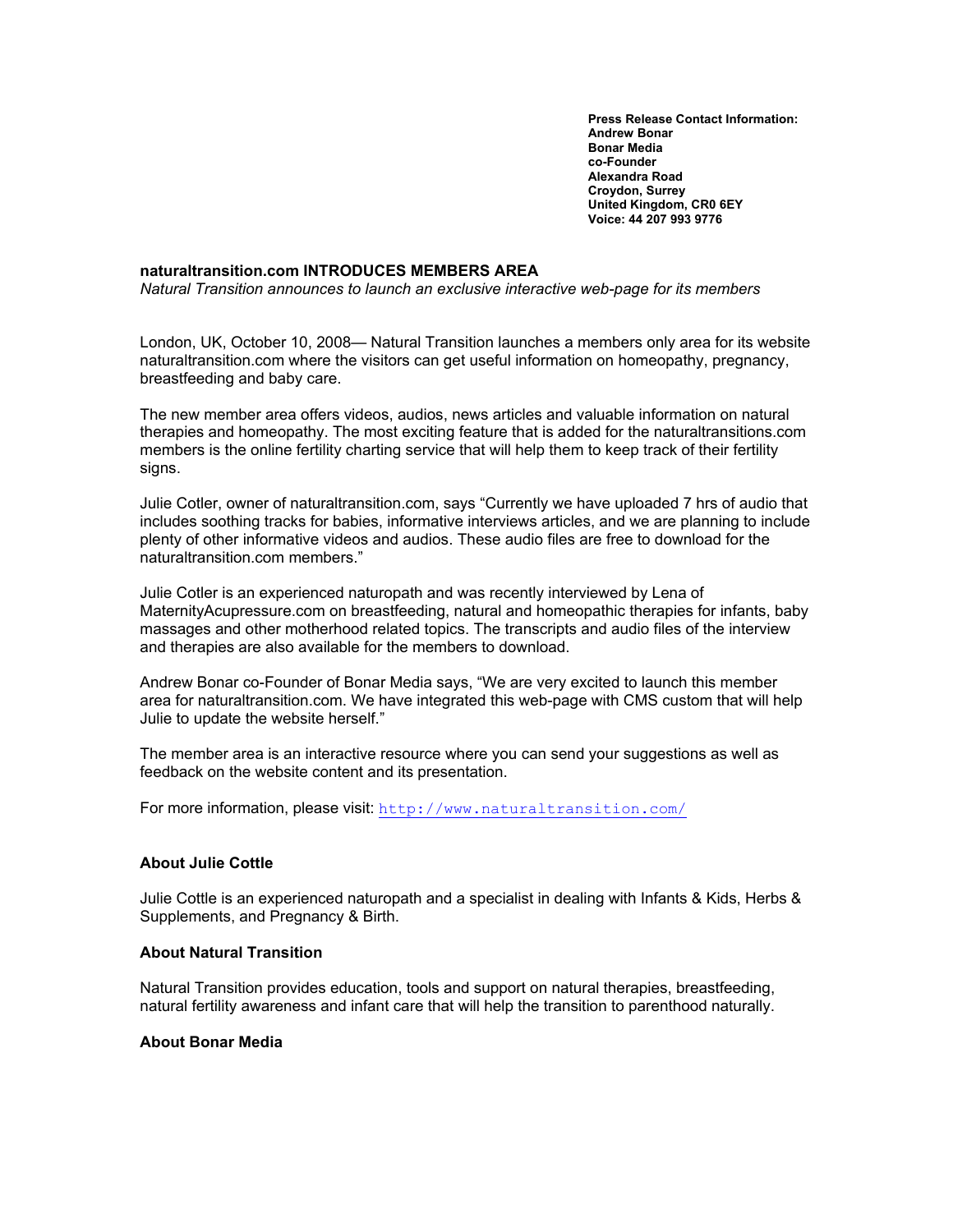**Press Release Contact Information:**
**Andrew Bonar**
**Bonar Media**
**co-Founder**
**Alexandra Road**
**Croydon, Surrey**
**United Kingdom, CR0 6EY**
**Voice: 44 207 993 9776**

**naturaltransition.com INTRODUCES MEMBERS AREA**

*Natural Transition announces to launch an exclusive interactive web-page for its members*

London, UK, October 10, 2008— Natural Transition launches a members only area for its website naturaltransition.com where the visitors can get useful information on homeopathy, pregnancy, breastfeeding and baby care.

The new member area offers videos, audios, news articles and valuable information on natural therapies and homeopathy. The most exciting feature that is added for the naturaltransitions.com members is the online fertility charting service that will help them to keep track of their fertility signs.

Julie Cotler, owner of naturaltransition.com, says "Currently we have uploaded 7 hrs of audio that includes soothing tracks for babies, informative interviews articles, and we are planning to include plenty of other informative videos and audios. These audio files are free to download for the naturaltransition.com members."

Julie Cotler is an experienced naturopath and was recently interviewed by Lena of MaternityAcupressure.com on breastfeeding, natural and homeopathic therapies for infants, baby massages and other motherhood related topics. The transcripts and audio files of the interview and therapies are also available for the members to download.

Andrew Bonar co-Founder of Bonar Media says, "We are very excited to launch this member area for naturaltransition.com. We have integrated this web-page with CMS custom that will help Julie to update the website herself."

The member area is an interactive resource where you can send your suggestions as well as feedback on the website content and its presentation.

For more information, please visit: http://www.naturaltransition.com/

**About Julie Cottle**

Julie Cottle is an experienced naturopath and a specialist in dealing with Infants & Kids, Herbs & Supplements, and Pregnancy & Birth.

**About Natural Transition**

Natural Transition provides education, tools and support on natural therapies, breastfeeding, natural fertility awareness and infant care that will help the transition to parenthood naturally.

**About Bonar Media**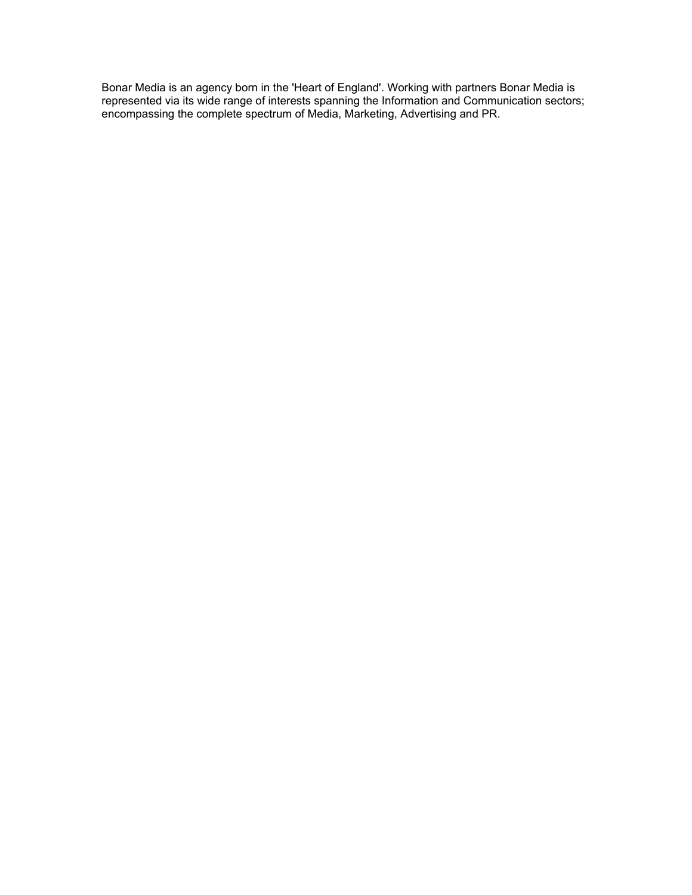Bonar Media is an agency born in the 'Heart of England'. Working with partners Bonar Media is represented via its wide range of interests spanning the Information and Communication sectors; encompassing the complete spectrum of Media, Marketing, Advertising and PR.